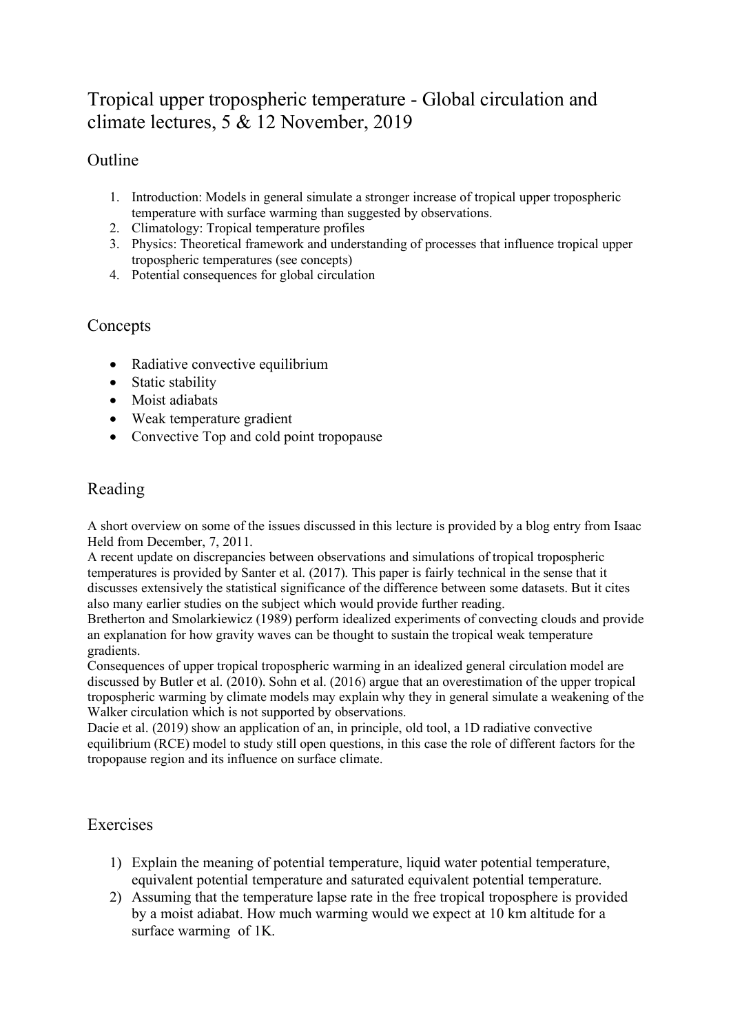# Tropical upper tropospheric temperature - Global circulation and climate lectures, 5 & 12 November, 2019

## Outline

1. Introduction: Models in general simulate a stronger increase of tropical upper tropospheric temperature with surface warming than suggested by observations.
2. Climatology: Tropical temperature profiles
3. Physics: Theoretical framework and understanding of processes that influence tropical upper tropospheric temperatures (see concepts)
4. Potential consequences for global circulation

## Concepts

- Radiative convective equilibrium
- Static stability
- Moist adiabats
- Weak temperature gradient
- Convective Top and cold point tropopause

## Reading

A short overview on some of the issues discussed in this lecture is provided by a blog entry from Isaac Held from December, 7, 2011.
A recent update on discrepancies between observations and simulations of tropical tropospheric temperatures is provided by Santer et al. (2017). This paper is fairly technical in the sense that it discusses extensively the statistical significance of the difference between some datasets. But it cites also many earlier studies on the subject which would provide further reading.
Bretherton and Smolarkiewicz (1989) perform idealized experiments of convecting clouds and provide an explanation for how gravity waves can be thought to sustain the tropical weak temperature gradients.
Consequences of upper tropical tropospheric warming in an idealized general circulation model are discussed by Butler et al. (2010). Sohn et al. (2016) argue that an overestimation of the upper tropical tropospheric warming by climate models may explain why they in general simulate a weakening of the Walker circulation which is not supported by observations.
Dacie et al. (2019) show an application of an, in principle, old tool, a 1D radiative convective equilibrium (RCE) model to study still open questions, in this case the role of different factors for the tropopause region and its influence on surface climate.

## Exercises

1) Explain the meaning of potential temperature, liquid water potential temperature, equivalent potential temperature and saturated equivalent potential temperature.
2) Assuming that the temperature lapse rate in the free tropical troposphere is provided by a moist adiabat. How much warming would we expect at 10 km altitude for a surface warming of 1K.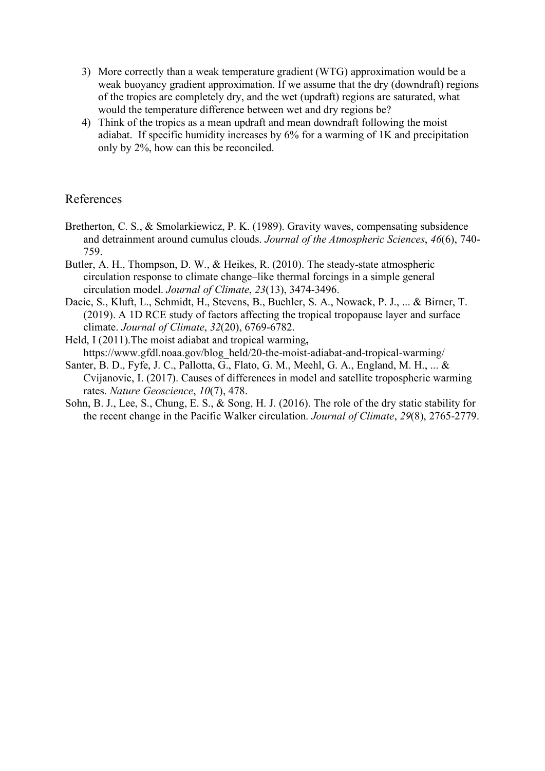3) More correctly than a weak temperature gradient (WTG) approximation would be a weak buoyancy gradient approximation. If we assume that the dry (downdraft) regions of the tropics are completely dry, and the wet (updraft) regions are saturated, what would the temperature difference between wet and dry regions be?
4) Think of the tropics as a mean updraft and mean downdraft following the moist adiabat. If specific humidity increases by 6% for a warming of 1K and precipitation only by 2%, how can this be reconciled.

## References

Bretherton, C. S., & Smolarkiewicz, P. K. (1989). Gravity waves, compensating subsidence and detrainment around cumulus clouds. *Journal of the Atmospheric Sciences*, *46*(6), 740-759.

Butler, A. H., Thompson, D. W., & Heikes, R. (2010). The steady-state atmospheric circulation response to climate change–like thermal forcings in a simple general circulation model. *Journal of Climate*, *23*(13), 3474-3496.

Dacie, S., Kluft, L., Schmidt, H., Stevens, B., Buehler, S. A., Nowack, P. J., ... & Birner, T. (2019). A 1D RCE study of factors affecting the tropical tropopause layer and surface climate. *Journal of Climate*, *32*(20), 6769-6782.

Held, I (2011).The moist adiabat and tropical warming**,** https://www.gfdl.noaa.gov/blog_held/20-the-moist-adiabat-and-tropical-warming/

Santer, B. D., Fyfe, J. C., Pallotta, G., Flato, G. M., Meehl, G. A., England, M. H., ... & Cvijanovic, I. (2017). Causes of differences in model and satellite tropospheric warming rates. *Nature Geoscience*, *10*(7), 478.

Sohn, B. J., Lee, S., Chung, E. S., & Song, H. J. (2016). The role of the dry static stability for the recent change in the Pacific Walker circulation. *Journal of Climate*, *29*(8), 2765-2779.